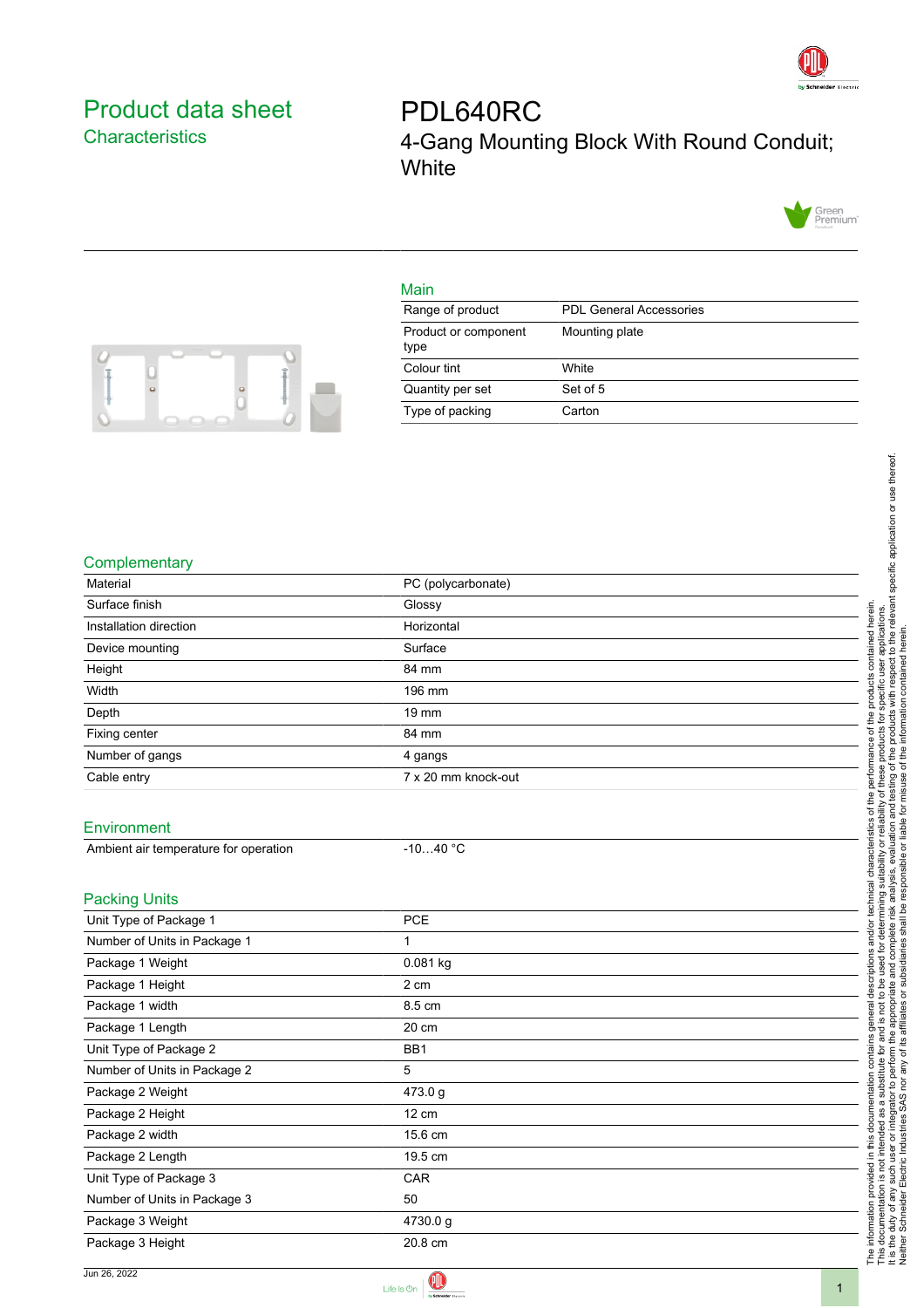# Product data sheet

## Characteristics

# PDL640RC

4-Gang Mounting Block With Round Conduit; White

## Main

| | |
|---|---|
| Range of product | PDL General Accessories |
| Product or component type | Mounting plate |
| Colour tint | White |
| Quantity per set | Set of 5 |
| Type of packing | Carton |

## Complementary

| | |
|---|---|
| Material | PC (polycarbonate) |
| Surface finish | Glossy |
| Installation direction | Horizontal |
| Device mounting | Surface |
| Height | 84 mm |
| Width | 196 mm |
| Depth | 19 mm |
| Fixing center | 84 mm |
| Number of gangs | 4 gangs |
| Cable entry | 7 x 20 mm knock-out |

## Environment

| | |
|---|---|
| Ambient air temperature for operation | -10…40 °C |

## Packing Units

| | |
|---|---|
| Unit Type of Package 1 | PCE |
| Number of Units in Package 1 | 1 |
| Package 1 Weight | 0.081 kg |
| Package 1 Height | 2 cm |
| Package 1 width | 8.5 cm |
| Package 1 Length | 20 cm |
| Unit Type of Package 2 | BB1 |
| Number of Units in Package 2 | 5 |
| Package 2 Weight | 473.0 g |
| Package 2 Height | 12 cm |
| Package 2 width | 15.6 cm |
| Package 2 Length | 19.5 cm |
| Unit Type of Package 3 | CAR |
| Number of Units in Package 3 | 50 |
| Package 3 Weight | 4730.0 g |
| Package 3 Height | 20.8 cm |

The information provided in this documentation contains general descriptions and/or technical characteristics of the performance of the products contained herein.
This documentation is not intended as a substitute for and is not to be used for determining suitability or reliability of these products for specific user applications.
It is the duty of any such user or integrator to perform the appropriate and complete risk analysis, evaluation and testing of the products with respect to the relevant specific application or use thereof.
Neither Schneider Electric Industries SAS nor any of its affiliates or subsidiaries shall be responsible or liable for misuse of the information contained herein.

Jun 26, 2022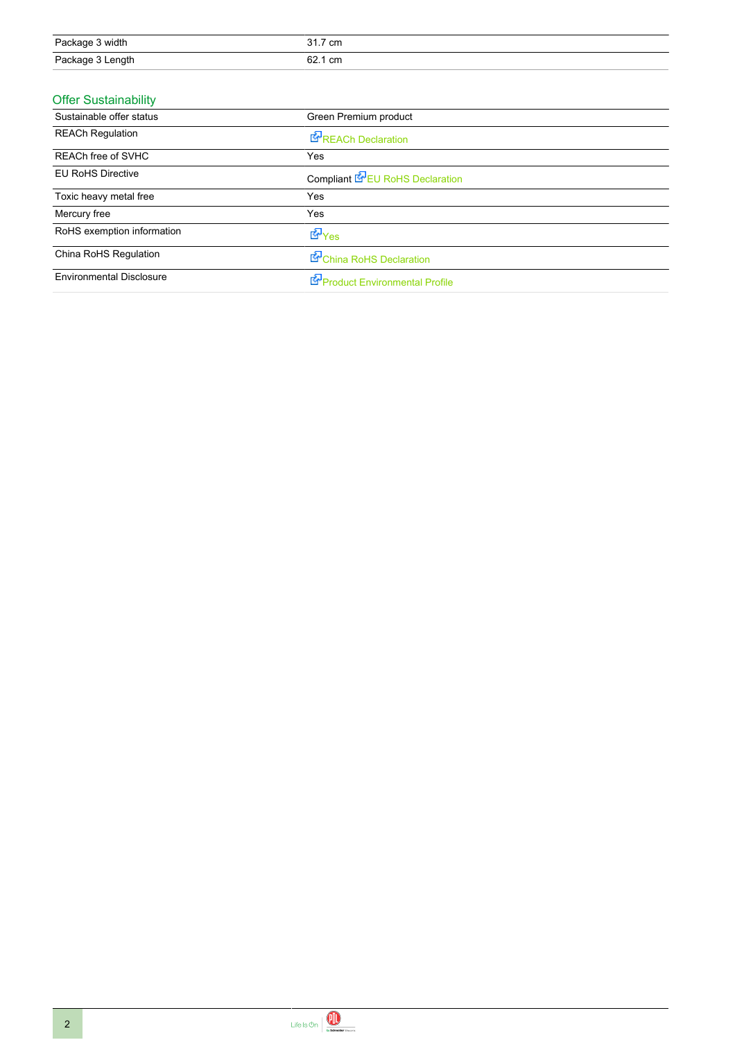| | |
|---|---|
| Package 3 width | 31.7 cm |
| Package 3 Length | 62.1 cm |

## Offer Sustainability

| | |
|---|---|
| Sustainable offer status | Green Premium product |
| REACh Regulation | REACh Declaration |
| REACh free of SVHC | Yes |
| EU RoHS Directive | Compliant EU RoHS Declaration |
| Toxic heavy metal free | Yes |
| Mercury free | Yes |
| RoHS exemption information | Yes |
| China RoHS Regulation | China RoHS Declaration |
| Environmental Disclosure | Product Environmental Profile |